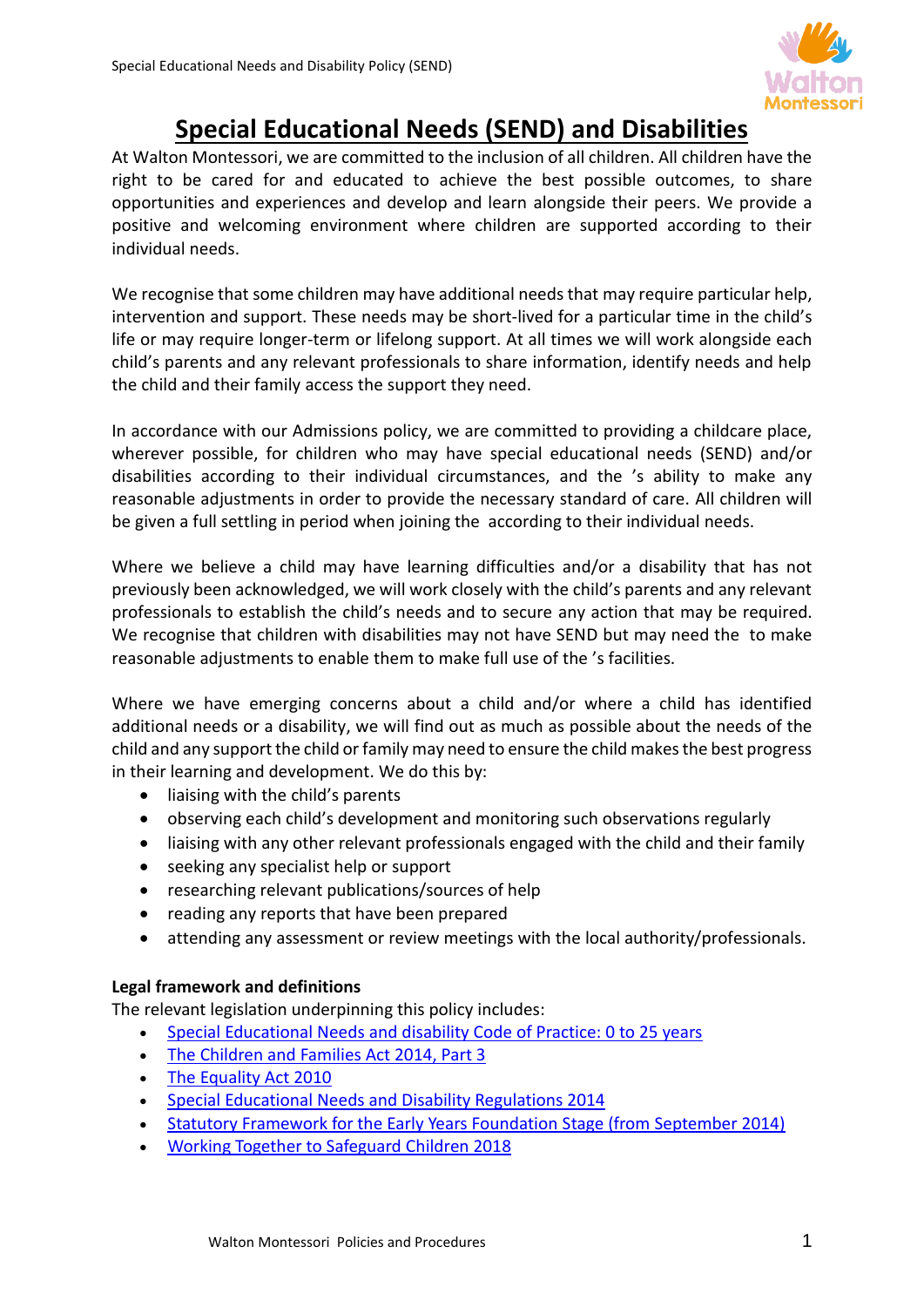# Special Educational Needs (SEND) and Disabilities

At Walton Montessori, we are committed to the inclusion of all children. All children have the right to be cared for and educated to achieve the best possible outcomes, to share opportunities and experiences and develop and learn alongside their peers. We provide a positive and welcoming environment where children are supported according to their individual needs.

We recognise that some children may have additional needs that may require particular help, intervention and support. These needs may be short-lived for a particular time in the child's life or may require longer-term or lifelong support. At all times we will work alongside each child's parents and any relevant professionals to share information, identify needs and help the child and their family access the support they need.

In accordance with our Admissions policy, we are committed to providing a childcare place, wherever possible, for children who may have special educational needs (SEND) and/or disabilities according to their individual circumstances, and the 's ability to make any reasonable adjustments in order to provide the necessary standard of care. All children will be given a full settling in period when joining the  according to their individual needs.

Where we believe a child may have learning difficulties and/or a disability that has not previously been acknowledged, we will work closely with the child's parents and any relevant professionals to establish the child's needs and to secure any action that may be required. We recognise that children with disabilities may not have SEND but may need the  to make reasonable adjustments to enable them to make full use of the 's facilities.

Where we have emerging concerns about a child and/or where a child has identified additional needs or a disability, we will find out as much as possible about the needs of the child and any support the child or family may need to ensure the child makes the best progress in their learning and development. We do this by:

- liaising with the child's parents
- observing each child's development and monitoring such observations regularly
- liaising with any other relevant professionals engaged with the child and their family
- seeking any specialist help or support
- researching relevant publications/sources of help
- reading any reports that have been prepared
- attending any assessment or review meetings with the local authority/professionals.

**Legal framework and definitions**

The relevant legislation underpinning this policy includes:

- Special Educational Needs and disability Code of Practice: 0 to 25 years
- The Children and Families Act 2014, Part 3
- The Equality Act 2010
- Special Educational Needs and Disability Regulations 2014
- Statutory Framework for the Early Years Foundation Stage (from September 2014)
- Working Together to Safeguard Children 2018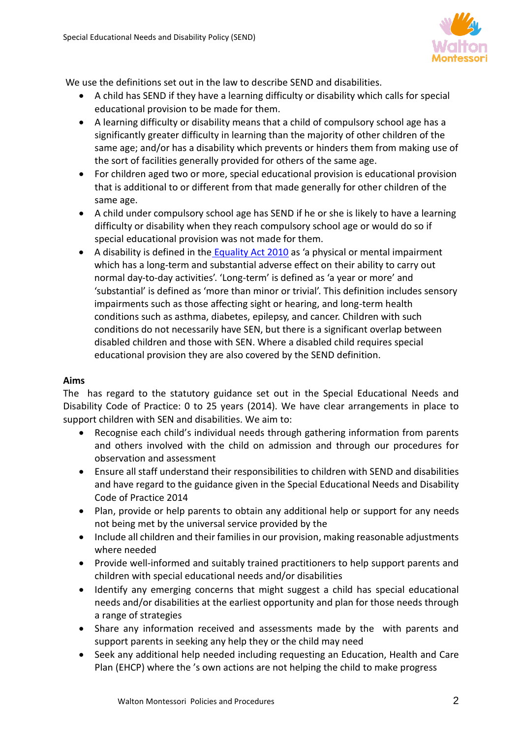We use the definitions set out in the law to describe SEND and disabilities.

- A child has SEND if they have a learning difficulty or disability which calls for special educational provision to be made for them.
- A learning difficulty or disability means that a child of compulsory school age has a significantly greater difficulty in learning than the majority of other children of the same age; and/or has a disability which prevents or hinders them from making use of the sort of facilities generally provided for others of the same age.
- For children aged two or more, special educational provision is educational provision that is additional to or different from that made generally for other children of the same age.
- A child under compulsory school age has SEND if he or she is likely to have a learning difficulty or disability when they reach compulsory school age or would do so if special educational provision was not made for them.
- A disability is defined in the Equality Act 2010 as 'a physical or mental impairment which has a long-term and substantial adverse effect on their ability to carry out normal day-to-day activities'. 'Long-term' is defined as 'a year or more' and 'substantial' is defined as 'more than minor or trivial'. This definition includes sensory impairments such as those affecting sight or hearing, and long-term health conditions such as asthma, diabetes, epilepsy, and cancer. Children with such conditions do not necessarily have SEN, but there is a significant overlap between disabled children and those with SEN. Where a disabled child requires special educational provision they are also covered by the SEND definition.

**Aims**

The  has regard to the statutory guidance set out in the Special Educational Needs and Disability Code of Practice: 0 to 25 years (2014). We have clear arrangements in place to support children with SEN and disabilities. We aim to:

- Recognise each child's individual needs through gathering information from parents and others involved with the child on admission and through our procedures for observation and assessment
- Ensure all staff understand their responsibilities to children with SEND and disabilities and have regard to the guidance given in the Special Educational Needs and Disability Code of Practice 2014
- Plan, provide or help parents to obtain any additional help or support for any needs not being met by the universal service provided by the
- Include all children and their families in our provision, making reasonable adjustments where needed
- Provide well-informed and suitably trained practitioners to help support parents and children with special educational needs and/or disabilities
- Identify any emerging concerns that might suggest a child has special educational needs and/or disabilities at the earliest opportunity and plan for those needs through a range of strategies
- Share any information received and assessments made by the  with parents and support parents in seeking any help they or the child may need
- Seek any additional help needed including requesting an Education, Health and Care Plan (EHCP) where the 's own actions are not helping the child to make progress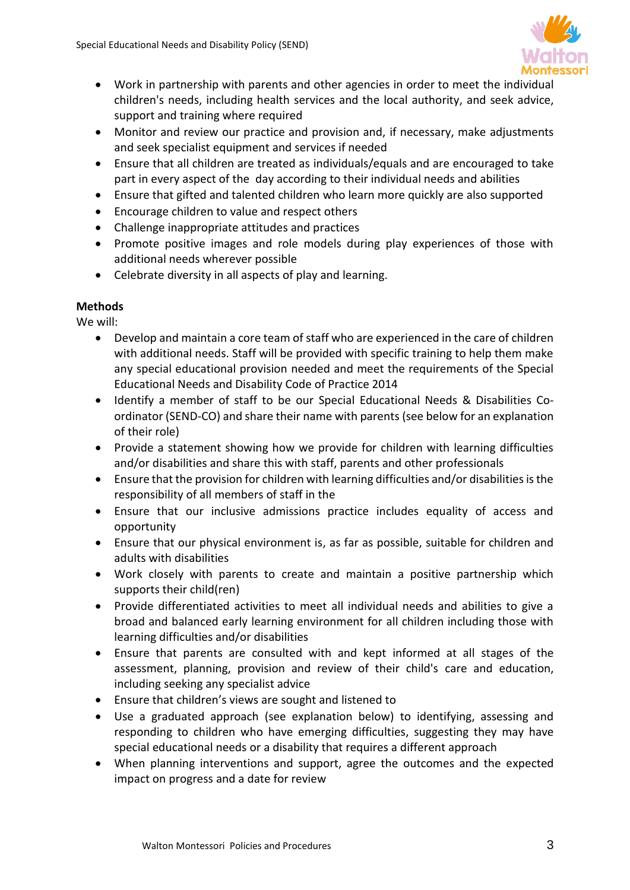- Work in partnership with parents and other agencies in order to meet the individual children's needs, including health services and the local authority, and seek advice, support and training where required
- Monitor and review our practice and provision and, if necessary, make adjustments and seek specialist equipment and services if needed
- Ensure that all children are treated as individuals/equals and are encouraged to take part in every aspect of the day according to their individual needs and abilities
- Ensure that gifted and talented children who learn more quickly are also supported
- Encourage children to value and respect others
- Challenge inappropriate attitudes and practices
- Promote positive images and role models during play experiences of those with additional needs wherever possible
- Celebrate diversity in all aspects of play and learning.

**Methods**

We will:

- Develop and maintain a core team of staff who are experienced in the care of children with additional needs. Staff will be provided with specific training to help them make any special educational provision needed and meet the requirements of the Special Educational Needs and Disability Code of Practice 2014
- Identify a member of staff to be our Special Educational Needs & Disabilities Co-ordinator (SEND-CO) and share their name with parents (see below for an explanation of their role)
- Provide a statement showing how we provide for children with learning difficulties and/or disabilities and share this with staff, parents and other professionals
- Ensure that the provision for children with learning difficulties and/or disabilities is the responsibility of all members of staff in the
- Ensure that our inclusive admissions practice includes equality of access and opportunity
- Ensure that our physical environment is, as far as possible, suitable for children and adults with disabilities
- Work closely with parents to create and maintain a positive partnership which supports their child(ren)
- Provide differentiated activities to meet all individual needs and abilities to give a broad and balanced early learning environment for all children including those with learning difficulties and/or disabilities
- Ensure that parents are consulted with and kept informed at all stages of the assessment, planning, provision and review of their child's care and education, including seeking any specialist advice
- Ensure that children's views are sought and listened to
- Use a graduated approach (see explanation below) to identifying, assessing and responding to children who have emerging difficulties, suggesting they may have special educational needs or a disability that requires a different approach
- When planning interventions and support, agree the outcomes and the expected impact on progress and a date for review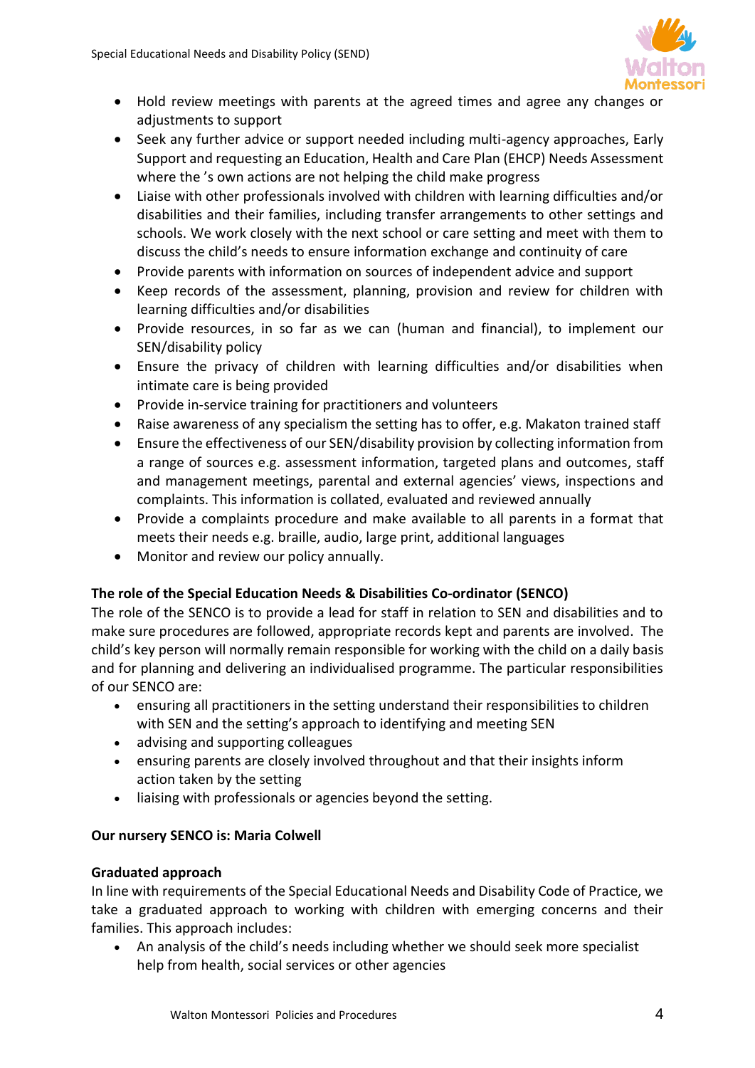- Hold review meetings with parents at the agreed times and agree any changes or adjustments to support
- Seek any further advice or support needed including multi-agency approaches, Early Support and requesting an Education, Health and Care Plan (EHCP) Needs Assessment where the 's own actions are not helping the child make progress
- Liaise with other professionals involved with children with learning difficulties and/or disabilities and their families, including transfer arrangements to other settings and schools. We work closely with the next school or care setting and meet with them to discuss the child's needs to ensure information exchange and continuity of care
- Provide parents with information on sources of independent advice and support
- Keep records of the assessment, planning, provision and review for children with learning difficulties and/or disabilities
- Provide resources, in so far as we can (human and financial), to implement our SEN/disability policy
- Ensure the privacy of children with learning difficulties and/or disabilities when intimate care is being provided
- Provide in-service training for practitioners and volunteers
- Raise awareness of any specialism the setting has to offer, e.g. Makaton trained staff
- Ensure the effectiveness of our SEN/disability provision by collecting information from a range of sources e.g. assessment information, targeted plans and outcomes, staff and management meetings, parental and external agencies' views, inspections and complaints. This information is collated, evaluated and reviewed annually
- Provide a complaints procedure and make available to all parents in a format that meets their needs e.g. braille, audio, large print, additional languages
- Monitor and review our policy annually.

**The role of the Special Education Needs & Disabilities Co-ordinator (SENCO)**

The role of the SENCO is to provide a lead for staff in relation to SEN and disabilities and to make sure procedures are followed, appropriate records kept and parents are involved. The child's key person will normally remain responsible for working with the child on a daily basis and for planning and delivering an individualised programme. The particular responsibilities of our SENCO are:

- ensuring all practitioners in the setting understand their responsibilities to children with SEN and the setting's approach to identifying and meeting SEN
- advising and supporting colleagues
- ensuring parents are closely involved throughout and that their insights inform action taken by the setting
- liaising with professionals or agencies beyond the setting.

**Our nursery SENCO is: Maria Colwell**

**Graduated approach**

In line with requirements of the Special Educational Needs and Disability Code of Practice, we take a graduated approach to working with children with emerging concerns and their families. This approach includes:

- An analysis of the child's needs including whether we should seek more specialist help from health, social services or other agencies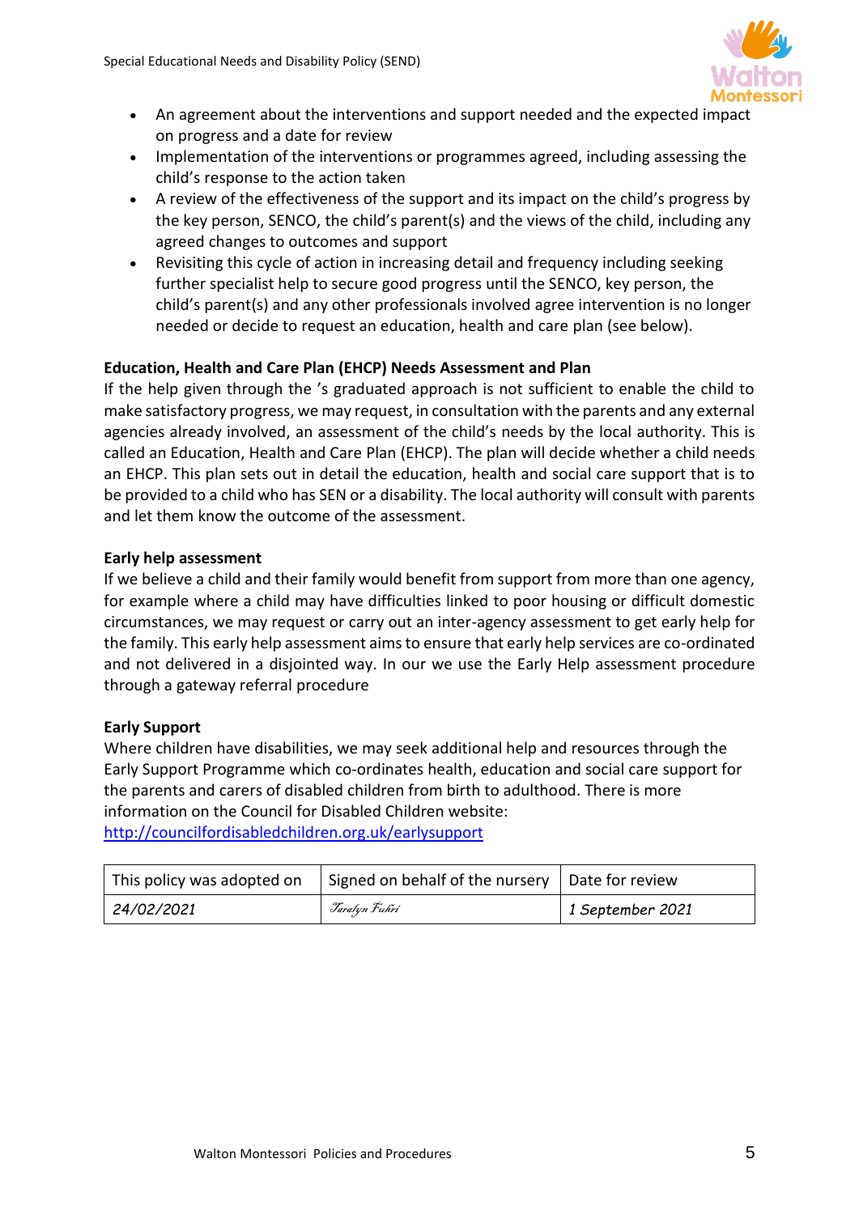- An agreement about the interventions and support needed and the expected impact on progress and a date for review
- Implementation of the interventions or programmes agreed, including assessing the child's response to the action taken
- A review of the effectiveness of the support and its impact on the child's progress by the key person, SENCO, the child's parent(s) and the views of the child, including any agreed changes to outcomes and support
- Revisiting this cycle of action in increasing detail and frequency including seeking further specialist help to secure good progress until the SENCO, key person, the child's parent(s) and any other professionals involved agree intervention is no longer needed or decide to request an education, health and care plan (see below).

**Education, Health and Care Plan (EHCP) Needs Assessment and Plan**

If the help given through the 's graduated approach is not sufficient to enable the child to make satisfactory progress, we may request, in consultation with the parents and any external agencies already involved, an assessment of the child's needs by the local authority. This is called an Education, Health and Care Plan (EHCP). The plan will decide whether a child needs an EHCP. This plan sets out in detail the education, health and social care support that is to be provided to a child who has SEN or a disability. The local authority will consult with parents and let them know the outcome of the assessment.

**Early help assessment**

If we believe a child and their family would benefit from support from more than one agency, for example where a child may have difficulties linked to poor housing or difficult domestic circumstances, we may request or carry out an inter-agency assessment to get early help for the family. This early help assessment aims to ensure that early help services are co-ordinated and not delivered in a disjointed way. In our we use the Early Help assessment procedure through a gateway referral procedure

**Early Support**

Where children have disabilities, we may seek additional help and resources through the Early Support Programme which co-ordinates health, education and social care support for the parents and carers of disabled children from birth to adulthood. There is more information on the Council for Disabled Children website: [http://councilfordisabledchildren.org.uk/earlysupport](http://councilfordisabledchildren.org.uk/earlysupport)

| This policy was adopted on | Signed on behalf of the nursery | Date for review |
|---|---|---|
| *24/02/2021* | *Taralyn Fahri* | *1 September 2021* |